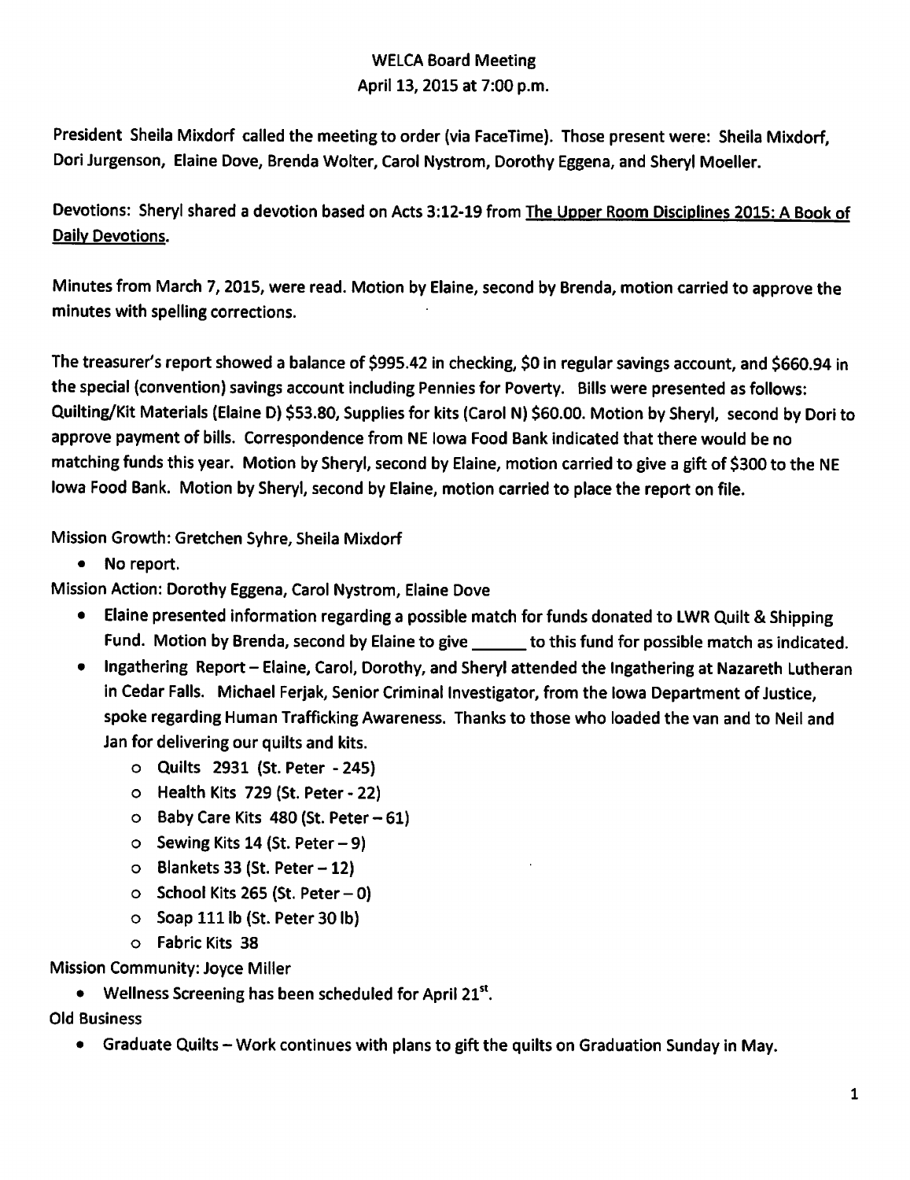# WELCA Board Meeting

April 13, 2015 at 7:00 p.m.

President Sheila Mixdorf called the meeting to order (via FaceTime). Those present were: Sheila Mixdorf, Dori Jurgenson, Elaine Dove, Brenda Wolter, Carol Nystrom, Dorothy Eggena, and Sheryl Moeller.

Devotions: Sheryl shared a devotion based on Acts 3:12-19 from The Upper Room Disciplines 2015: A Book of Daily Devotions.

Minutes from March 7, 2015, were read. Motion by Elaine, second by Brenda, motion carried to approve the minutes with spelling corrections.

The treasurer's report showed a balance of $995.42 in checking, $0 in regular savings account, and $660.94 in the special (convention) savings account including Pennies for Poverty. Bills were presented as follows: Quilting/Kit Materials (Elaine D) $53.80, Supplies for kits (Carol N) $60.00. Motion by Sheryl, second by Dori to approve payment of bills. Correspondence from NE Iowa Food Bank indicated that there would be no matching funds this year. Motion by Sheryl, second by Elaine, motion carried to give a gift of $300 to the NE Iowa Food Bank. Motion by Sheryl, second by Elaine, motion carried to place the report on file.

Mission Growth: Gretchen Syhre, Sheila Mixdorf

- No report.

Mission Action: Dorothy Eggena, Carol Nystrom, Elaine Dove

- Elaine presented information regarding a possible match for funds donated to LWR Quilt & Shipping Fund. Motion by Brenda, second by Elaine to give ______ to this fund for possible match as indicated.
- Ingathering Report – Elaine, Carol, Dorothy, and Sheryl attended the Ingathering at Nazareth Lutheran in Cedar Falls. Michael Ferjak, Senior Criminal Investigator, from the Iowa Department of Justice, spoke regarding Human Trafficking Awareness. Thanks to those who loaded the van and to Neil and Jan for delivering our quilts and kits.
  - Quilts 2931 (St. Peter - 245)
  - Health Kits 729 (St. Peter - 22)
  - Baby Care Kits 480 (St. Peter – 61)
  - Sewing Kits 14 (St. Peter – 9)
  - Blankets 33 (St. Peter – 12)
  - School Kits 265 (St. Peter – 0)
  - Soap 111 lb (St. Peter 30 lb)
  - Fabric Kits 38

Mission Community: Joyce Miller

- Wellness Screening has been scheduled for April 21st.

Old Business

- Graduate Quilts – Work continues with plans to gift the quilts on Graduation Sunday in May.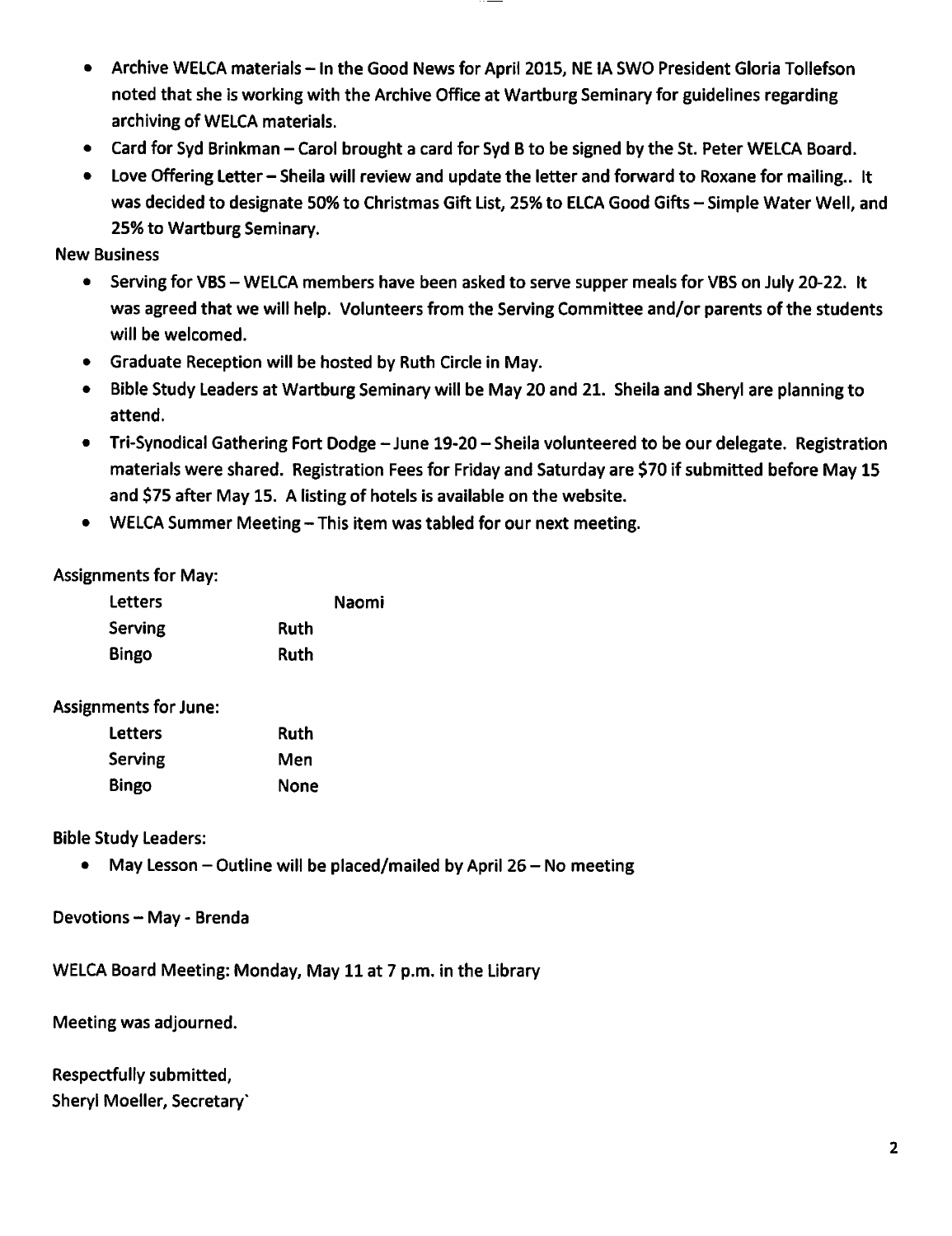- Archive WELCA materials – In the Good News for April 2015, NE IA SWO President Gloria Tollefson noted that she is working with the Archive Office at Wartburg Seminary for guidelines regarding archiving of WELCA materials.
- Card for Syd Brinkman – Carol brought a card for Syd B to be signed by the St. Peter WELCA Board.
- Love Offering Letter – Sheila will review and update the letter and forward to Roxane for mailing.. It was decided to designate 50% to Christmas Gift List, 25% to ELCA Good Gifts – Simple Water Well, and 25% to Wartburg Seminary.

New Business

- Serving for VBS – WELCA members have been asked to serve supper meals for VBS on July 20-22. It was agreed that we will help. Volunteers from the Serving Committee and/or parents of the students will be welcomed.
- Graduate Reception will be hosted by Ruth Circle in May.
- Bible Study Leaders at Wartburg Seminary will be May 20 and 21. Sheila and Sheryl are planning to attend.
- Tri-Synodical Gathering Fort Dodge – June 19-20 – Sheila volunteered to be our delegate. Registration materials were shared. Registration Fees for Friday and Saturday are $70 if submitted before May 15 and $75 after May 15. A listing of hotels is available on the website.
- WELCA Summer Meeting – This item was tabled for our next meeting.

Assignments for May:

| | |
|---|---|
| Letters | Naomi |
| Serving | Ruth |
| Bingo | Ruth |

Assignments for June:

| | |
|---|---|
| Letters | Ruth |
| Serving | Men |
| Bingo | None |

Bible Study Leaders:

- May Lesson – Outline will be placed/mailed by April 26 – No meeting

Devotions – May - Brenda

WELCA Board Meeting: Monday, May 11 at 7 p.m. in the Library

Meeting was adjourned.

Respectfully submitted,
Sheryl Moeller, Secretary`